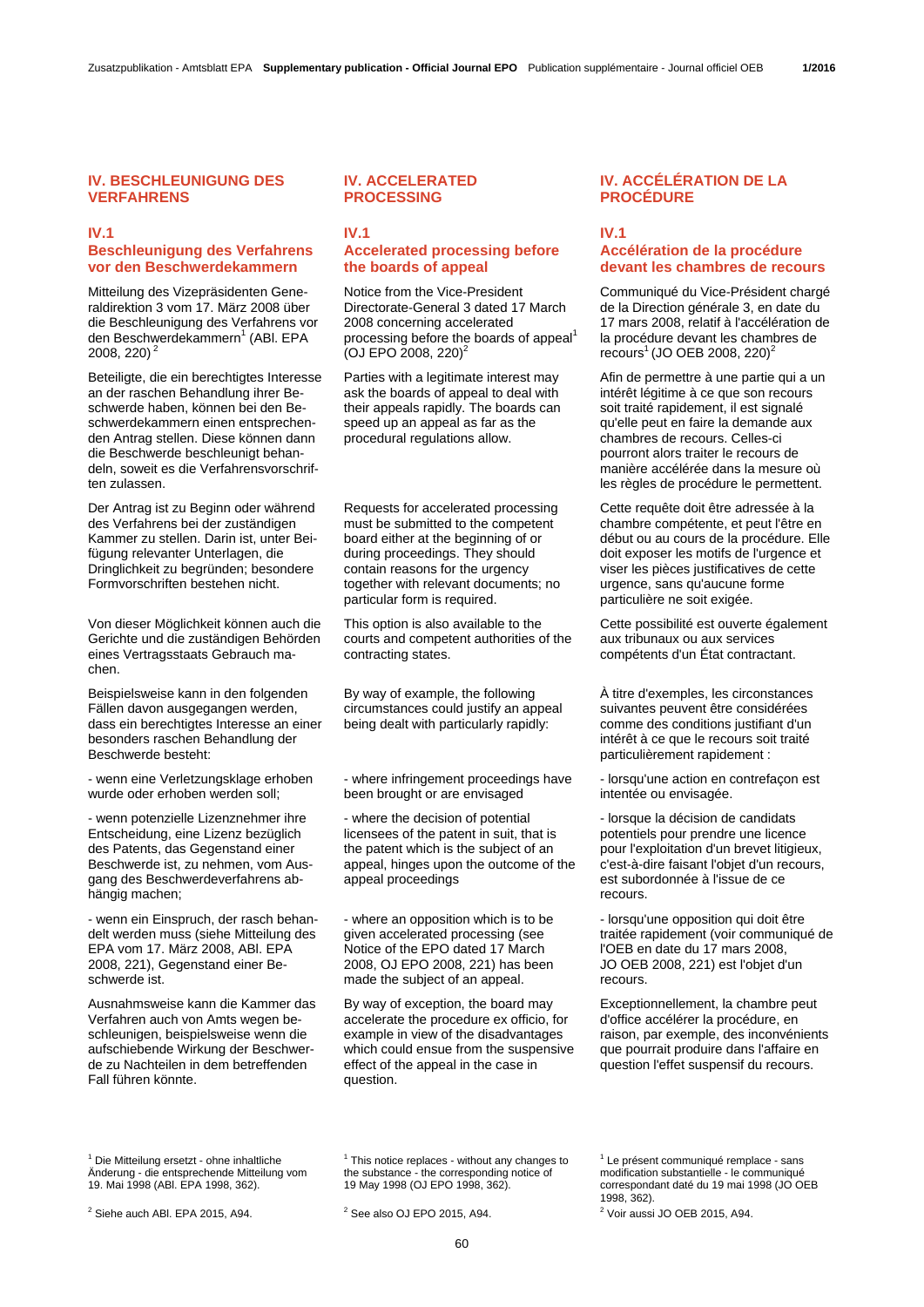## IV. BESCHLEUNIGUNG DES VERFAHRENS

### IV.1
### Beschleunigung des Verfahrens vor den Beschwerdekammern

Mitteilung des Vizepräsidenten Generaldirektion 3 vom 17. März 2008 über die Beschleunigung des Verfahrens vor den Beschwerdekammern[1] (ABl. EPA 2008, 220)[2]

Beteiligte, die ein berechtigtes Interesse an der raschen Behandlung ihrer Beschwerde haben, können bei den Beschwerdekammern einen entsprechenden Antrag stellen. Diese können dann die Beschwerde beschleunigt behandeln, soweit es die Verfahrensvorschriften zulassen.

Der Antrag ist zu Beginn oder während des Verfahrens bei der zuständigen Kammer zu stellen. Darin ist, unter Beifügung relevanter Unterlagen, die Dringlichkeit zu begründen; besondere Formvorschriften bestehen nicht.

Von dieser Möglichkeit können auch die Gerichte und die zuständigen Behörden eines Vertragsstaats Gebrauch machen.

Beispielsweise kann in den folgenden Fällen davon ausgegangen werden, dass ein berechtigtes Interesse an einer besonders raschen Behandlung der Beschwerde besteht:

- wenn eine Verletzungsklage erhoben wurde oder erhoben werden soll;

- wenn potenzielle Lizenznehmer ihre Entscheidung, eine Lizenz bezüglich des Patents, das Gegenstand einer Beschwerde ist, zu nehmen, vom Ausgang des Beschwerdeverfahrens abhängig machen;

- wenn ein Einspruch, der rasch behandelt werden muss (siehe Mitteilung des EPA vom 17. März 2008, ABl. EPA 2008, 221), Gegenstand einer Beschwerde ist.

Ausnahmsweise kann die Kammer das Verfahren auch von Amts wegen beschleunigen, beispielsweise wenn die aufschiebende Wirkung der Beschwerde zu Nachteilen in dem betreffenden Fall führen könnte.

[1] Die Mitteilung ersetzt - ohne inhaltliche Änderung - die entsprechende Mitteilung vom 19. Mai 1998 (ABl. EPA 1998, 362).

[2] Siehe auch ABl. EPA 2015, A94.

## IV. ACCELERATED PROCESSING

### IV.1
### Accelerated processing before the boards of appeal

Notice from the Vice-President Directorate-General 3 dated 17 March 2008 concerning accelerated processing before the boards of appeal[1] (OJ EPO 2008, 220)[2]

Parties with a legitimate interest may ask the boards of appeal to deal with their appeals rapidly. The boards can speed up an appeal as far as the procedural regulations allow.

Requests for accelerated processing must be submitted to the competent board either at the beginning of or during proceedings. They should contain reasons for the urgency together with relevant documents; no particular form is required.

This option is also available to the courts and competent authorities of the contracting states.

By way of example, the following circumstances could justify an appeal being dealt with particularly rapidly:

- where infringement proceedings have been brought or are envisaged

- where the decision of potential licensees of the patent in suit, that is the patent which is the subject of an appeal, hinges upon the outcome of the appeal proceedings

- where an opposition which is to be given accelerated processing (see Notice of the EPO dated 17 March 2008, OJ EPO 2008, 221) has been made the subject of an appeal.

By way of exception, the board may accelerate the procedure ex officio, for example in view of the disadvantages which could ensue from the suspensive effect of the appeal in the case in question.

[1] This notice replaces - without any changes to the substance - the corresponding notice of 19 May 1998 (OJ EPO 1998, 362).

[2] See also OJ EPO 2015, A94.

## IV. ACCÉLÉRATION DE LA PROCÉDURE

### IV.1
### Accélération de la procédure devant les chambres de recours

Communiqué du Vice-Président chargé de la Direction générale 3, en date du 17 mars 2008, relatif à l'accélération de la procédure devant les chambres de recours[1] (JO OEB 2008, 220)[2]

Afin de permettre à une partie qui a un intérêt légitime à ce que son recours soit traité rapidement, il est signalé qu'elle peut en faire la demande aux chambres de recours. Celles-ci pourront alors traiter le recours de manière accélérée dans la mesure où les règles de procédure le permettent.

Cette requête doit être adressée à la chambre compétente, et peut l'être en début ou au cours de la procédure. Elle doit exposer les motifs de l'urgence et viser les pièces justificatives de cette urgence, sans qu'aucune forme particulière ne soit exigée.

Cette possibilité est ouverte également aux tribunaux ou aux services compétents d'un État contractant.

À titre d'exemples, les circonstances suivantes peuvent être considérées comme des conditions justifiant d'un intérêt à ce que le recours soit traité particulièrement rapidement :

- lorsqu'une action en contrefaçon est intentée ou envisagée.

- lorsque la décision de candidats potentiels pour prendre une licence pour l'exploitation d'un brevet litigieux, c'est-à-dire faisant l'objet d'un recours, est subordonnée à l'issue de ce recours.

- lorsqu'une opposition qui doit être traitée rapidement (voir communiqué de l'OEB en date du 17 mars 2008, JO OEB 2008, 221) est l'objet d'un recours.

Exceptionnellement, la chambre peut d'office accélérer la procédure, en raison, par exemple, des inconvénients que pourrait produire dans l'affaire en question l'effet suspensif du recours.

[1] Le présent communiqué remplace - sans modification substantielle - le communiqué correspondant daté du 19 mai 1998 (JO OEB 1998, 362).

[2] Voir aussi JO OEB 2015, A94.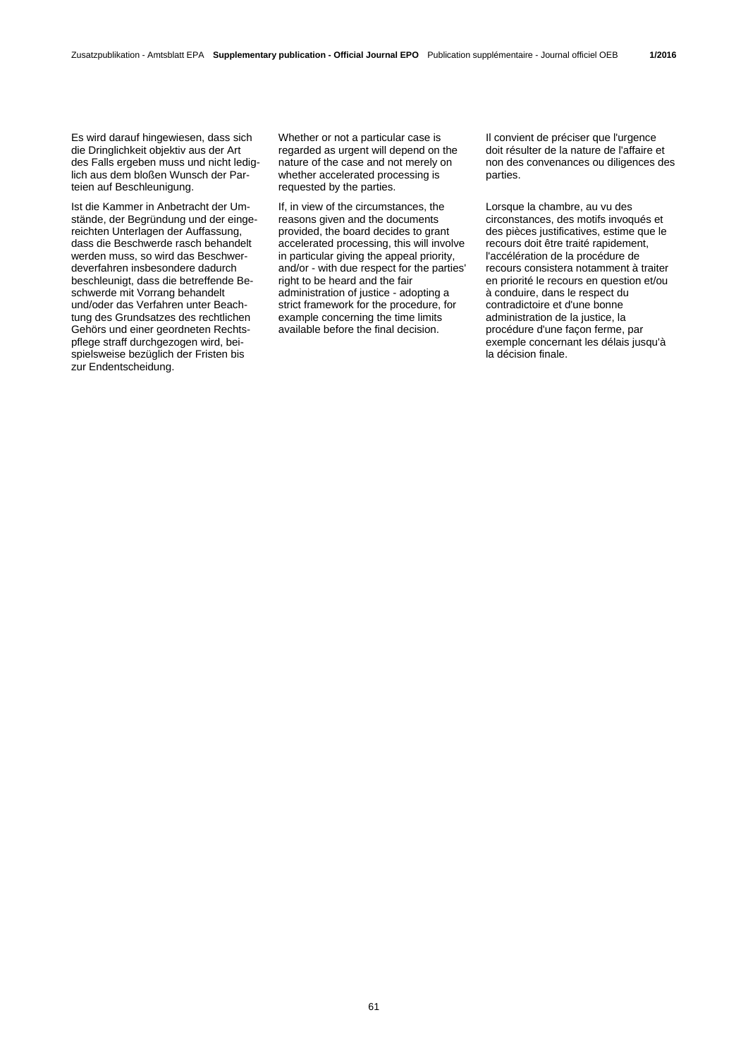Es wird darauf hingewiesen, dass sich die Dringlichkeit objektiv aus der Art des Falls ergeben muss und nicht lediglich aus dem bloßen Wunsch der Parteien auf Beschleunigung.

Ist die Kammer in Anbetracht der Umstände, der Begründung und der eingereichten Unterlagen der Auffassung, dass die Beschwerde rasch behandelt werden muss, so wird das Beschwerdeverfahren insbesondere dadurch beschleunigt, dass die betreffende Beschwerde mit Vorrang behandelt und/oder das Verfahren unter Beachtung des Grundsatzes des rechtlichen Gehörs und einer geordneten Rechtspflege straff durchgezogen wird, beispielsweise bezüglich der Fristen bis zur Endentscheidung.

Whether or not a particular case is regarded as urgent will depend on the nature of the case and not merely on whether accelerated processing is requested by the parties.

If, in view of the circumstances, the reasons given and the documents provided, the board decides to grant accelerated processing, this will involve in particular giving the appeal priority, and/or - with due respect for the parties' right to be heard and the fair administration of justice - adopting a strict framework for the procedure, for example concerning the time limits available before the final decision.

Il convient de préciser que l'urgence doit résulter de la nature de l'affaire et non des convenances ou diligences des parties.

Lorsque la chambre, au vu des circonstances, des motifs invoqués et des pièces justificatives, estime que le recours doit être traité rapidement, l'accélération de la procédure de recours consistera notamment à traiter en priorité le recours en question et/ou à conduire, dans le respect du contradictoire et d'une bonne administration de la justice, la procédure d'une façon ferme, par exemple concernant les délais jusqu'à la décision finale.